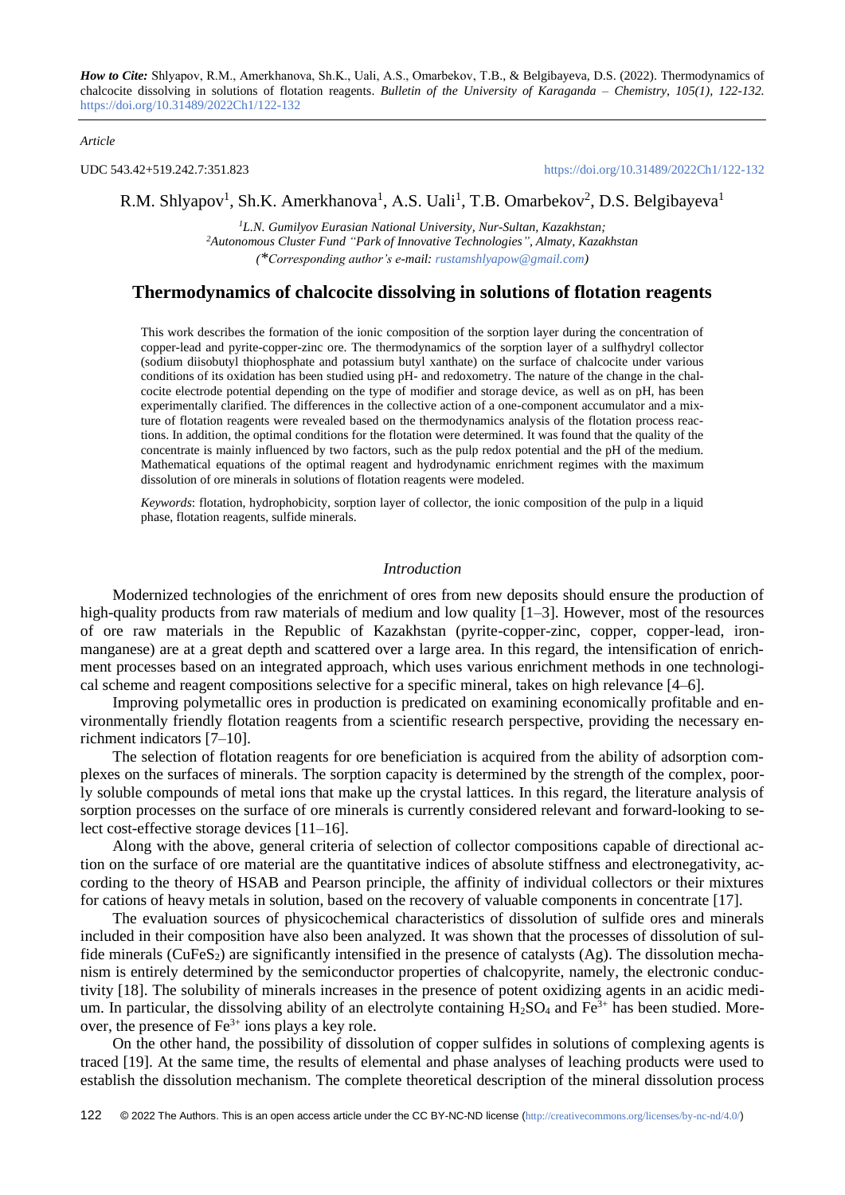***How to Cite:*** Shlyapov, R.M., Amerkhanova, Sh.K., Uali, A.S., Omarbekov, T.B., & Belgibayeva, D.S. (2022). Thermodynamics of chalcocite dissolving in solutions of flotation reagents. *Bulletin of the University of Karaganda – Chemistry, 105(1), 122-132.* https://doi.org/10.31489/2022Ch1/122-132

*Article*

UDC 543.42+519.242.7:351.823

https://doi.org/10.31489/2022Ch1/122-132

R.M. Shlyapov[1], Sh.K. Amerkhanova[1], A.S. Uali[1], T.B. Omarbekov[2], D.S. Belgibayeva[1]

*[1]L.N. Gumilyov Eurasian National University, Nur-Sultan, Kazakhstan;*
*[2]Autonomous Cluster Fund "Park of Innovative Technologies", Almaty, Kazakhstan*
*(\*Corresponding author's e-mail: rustamshlyapow@gmail.com)*

# Thermodynamics of chalcocite dissolving in solutions of flotation reagents

This work describes the formation of the ionic composition of the sorption layer during the concentration of copper-lead and pyrite-copper-zinc ore. The thermodynamics of the sorption layer of a sulfhydryl collector (sodium diisobutyl thiophosphate and potassium butyl xanthate) on the surface of chalcocite under various conditions of its oxidation has been studied using pH- and redoxometry. The nature of the change in the chalcocite electrode potential depending on the type of modifier and storage device, as well as on pH, has been experimentally clarified. The differences in the collective action of a one-component accumulator and a mixture of flotation reagents were revealed based on the thermodynamics analysis of the flotation process reactions. In addition, the optimal conditions for the flotation were determined. It was found that the quality of the concentrate is mainly influenced by two factors, such as the pulp redox potential and the pH of the medium. Mathematical equations of the optimal reagent and hydrodynamic enrichment regimes with the maximum dissolution of ore minerals in solutions of flotation reagents were modeled.

*Keywords*: flotation, hydrophobicity, sorption layer of collector, the ionic composition of the pulp in a liquid phase, flotation reagents, sulfide minerals.

## *Introduction*

Modernized technologies of the enrichment of ores from new deposits should ensure the production of high-quality products from raw materials of medium and low quality [1–3]. However, most of the resources of ore raw materials in the Republic of Kazakhstan (pyrite-copper-zinc, copper, copper-lead, iron-manganese) are at a great depth and scattered over a large area. In this regard, the intensification of enrichment processes based on an integrated approach, which uses various enrichment methods in one technological scheme and reagent compositions selective for a specific mineral, takes on high relevance [4–6].

Improving polymetallic ores in production is predicated on examining economically profitable and environmentally friendly flotation reagents from a scientific research perspective, providing the necessary enrichment indicators [7–10].

The selection of flotation reagents for ore beneficiation is acquired from the ability of adsorption complexes on the surfaces of minerals. The sorption capacity is determined by the strength of the complex, poorly soluble compounds of metal ions that make up the crystal lattices. In this regard, the literature analysis of sorption processes on the surface of ore minerals is currently considered relevant and forward-looking to select cost-effective storage devices [11–16].

Along with the above, general criteria of selection of collector compositions capable of directional action on the surface of ore material are the quantitative indices of absolute stiffness and electronegativity, according to the theory of HSAB and Pearson principle, the affinity of individual collectors or their mixtures for cations of heavy metals in solution, based on the recovery of valuable components in concentrate [17].

The evaluation sources of physicochemical characteristics of dissolution of sulfide ores and minerals included in their composition have also been analyzed. It was shown that the processes of dissolution of sulfide minerals ($CuFeS_2$) are significantly intensified in the presence of catalysts (Ag). The dissolution mechanism is entirely determined by the semiconductor properties of chalcopyrite, namely, the electronic conductivity [18]. The solubility of minerals increases in the presence of potent oxidizing agents in an acidic medium. In particular, the dissolving ability of an electrolyte containing $H_2SO_4$ and $Fe^{3+}$ has been studied. Moreover, the presence of $Fe^{3+}$ ions plays a key role.

On the other hand, the possibility of dissolution of copper sulfides in solutions of complexing agents is traced [19]. At the same time, the results of elemental and phase analyses of leaching products were used to establish the dissolution mechanism. The complete theoretical description of the mineral dissolution process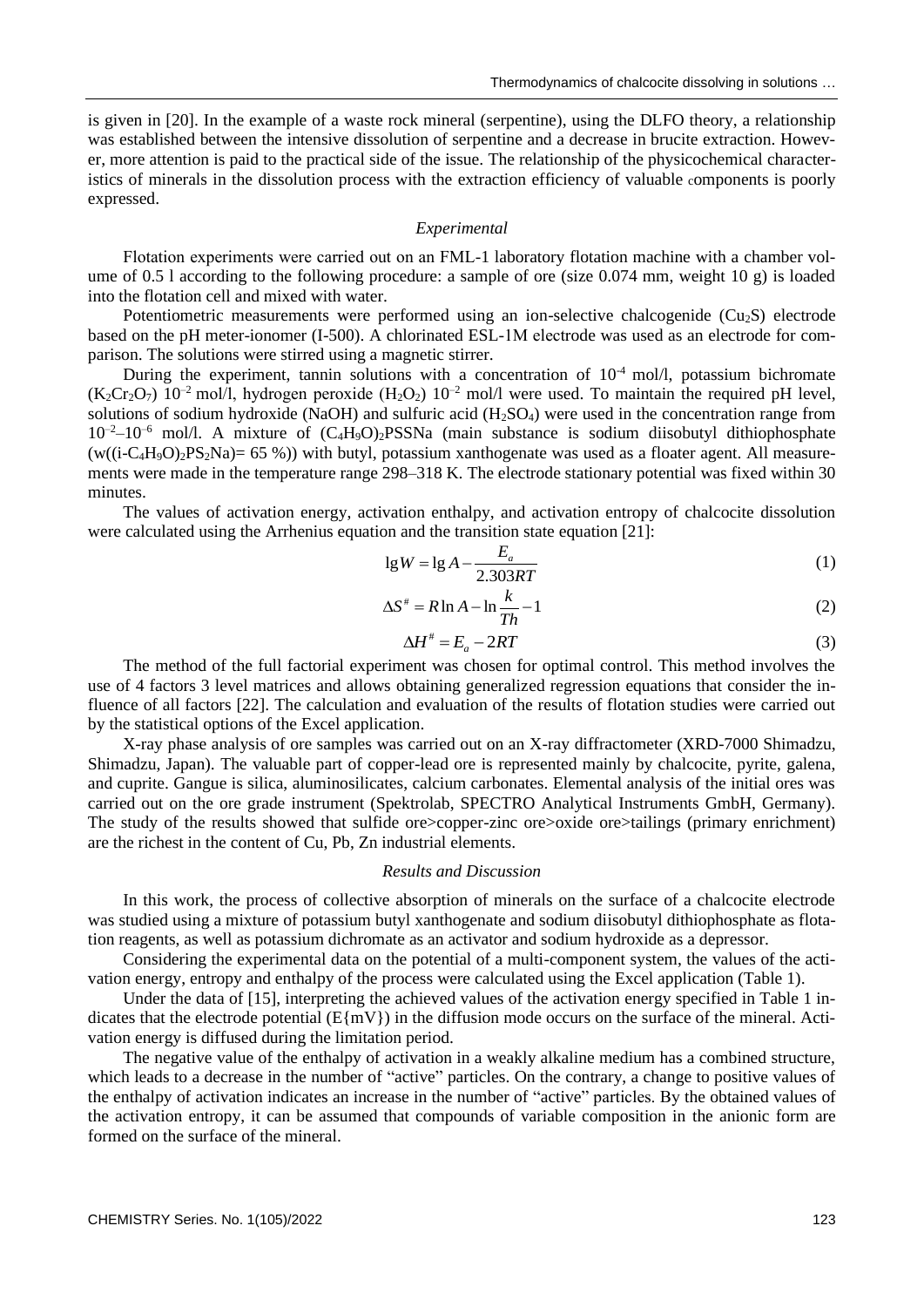is given in [20]. In the example of a waste rock mineral (serpentine), using the DLFO theory, a relationship was established between the intensive dissolution of serpentine and a decrease in brucite extraction. However, more attention is paid to the practical side of the issue. The relationship of the physicochemical characteristics of minerals in the dissolution process with the extraction efficiency of valuable components is poorly expressed.

## *Experimental*

Flotation experiments were carried out on an FML-1 laboratory flotation machine with a chamber volume of 0.5 l according to the following procedure: a sample of ore (size 0.074 mm, weight 10 g) is loaded into the flotation cell and mixed with water.

Potentiometric measurements were performed using an ion-selective chalcogenide ($Cu_2S$) electrode based on the pH meter-ionomer (I-500). A chlorinated ESL-1M electrode was used as an electrode for comparison. The solutions were stirred using a magnetic stirrer.

During the experiment, tannin solutions with a concentration of $10^{-4}$ mol/l, potassium bichromate ($K_2Cr_2O_7$) $10^{-2}$ mol/l, hydrogen peroxide ($H_2O_2$) $10^{-2}$ mol/l were used. To maintain the required pH level, solutions of sodium hydroxide (NaOH) and sulfuric acid ($H_2SO_4$) were used in the concentration range from $10^{-2}$–$10^{-6}$ mol/l. A mixture of $(C_4H_9O)_2PSSNa$ (main substance is sodium diisobutyl dithiophosphate ($w((i\text{-}C_4H_9O)_2PS_2Na)$= 65 %)) with butyl, potassium xanthogenate was used as a floater agent. All measurements were made in the temperature range 298–318 K. The electrode stationary potential was fixed within 30 minutes.

The values of activation energy, activation enthalpy, and activation entropy of chalcocite dissolution were calculated using the Arrhenius equation and the transition state equation [21]:

$$\lg W = \lg A - \frac{E_a}{2.303RT} \tag{1}$$

$$\Delta S^{\#} = R\ln A - \ln\frac{k}{Th} - 1 \tag{2}$$

$$\Delta H^{\#} = E_a - 2RT \tag{3}$$

The method of the full factorial experiment was chosen for optimal control. This method involves the use of 4 factors 3 level matrices and allows obtaining generalized regression equations that consider the influence of all factors [22]. The calculation and evaluation of the results of flotation studies were carried out by the statistical options of the Excel application.

X-ray phase analysis of ore samples was carried out on an X-ray diffractometer (XRD-7000 Shimadzu, Shimadzu, Japan). The valuable part of copper-lead ore is represented mainly by chalcocite, pyrite, galena, and cuprite. Gangue is silica, aluminosilicates, calcium carbonates. Elemental analysis of the initial ores was carried out on the ore grade instrument (Spektrolab, SPECTRO Analytical Instruments GmbH, Germany). The study of the results showed that sulfide ore>copper-zinc ore>oxide ore>tailings (primary enrichment) are the richest in the content of Cu, Pb, Zn industrial elements.

## *Results and Discussion*

In this work, the process of collective absorption of minerals on the surface of a chalcocite electrode was studied using a mixture of potassium butyl xanthogenate and sodium diisobutyl dithiophosphate as flotation reagents, as well as potassium dichromate as an activator and sodium hydroxide as a depressor.

Considering the experimental data on the potential of a multi-component system, the values of the activation energy, entropy and enthalpy of the process were calculated using the Excel application (Table 1).

Under the data of [15], interpreting the achieved values of the activation energy specified in Table 1 indicates that the electrode potential (E{mV}) in the diffusion mode occurs on the surface of the mineral. Activation energy is diffused during the limitation period.

The negative value of the enthalpy of activation in a weakly alkaline medium has a combined structure, which leads to a decrease in the number of "active" particles. On the contrary, a change to positive values of the enthalpy of activation indicates an increase in the number of "active" particles. By the obtained values of the activation entropy, it can be assumed that compounds of variable composition in the anionic form are formed on the surface of the mineral.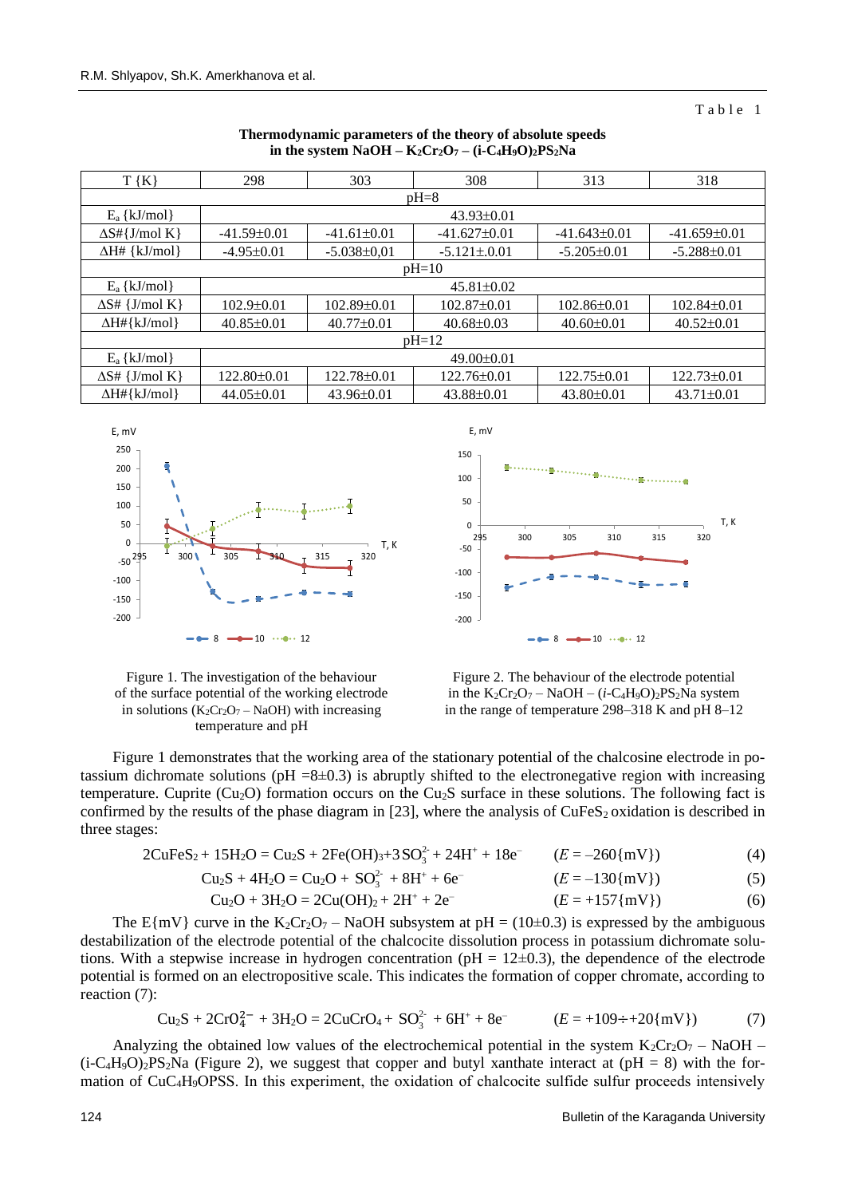Table 1

**Thermodynamic parameters of the theory of absolute speeds in the system NaOH – $K_2Cr_2O_7$ – $(i\text{-}C_4H_9O)_2PS_2Na$**

| T {K} | 298 | 303 | 308 | 313 | 318 |
|---|---|---|---|---|---|
| pH=8 | | | | | |
| $E_a$ {kJ/mol} | 43.93±0.01 | | | | |
| ΔS# {J/mol K} | -41.59±0.01 | -41.61±0.01 | -41.627±0.01 | -41.643±0.01 | -41.659±0.01 |
| ΔH# {kJ/mol} | -4.95±0.01 | -5.038±0,01 | -5.121±.0.01 | -5.205±0.01 | -5.288±0.01 |
| pH=10 | | | | | |
| $E_a$ {kJ/mol} | 45.81±0.02 | | | | |
| ΔS# {J/mol K} | 102.9±0.01 | 102.89±0.01 | 102.87±0.01 | 102.86±0.01 | 102.84±0.01 |
| ΔH#{kJ/mol} | 40.85±0.01 | 40.77±0.01 | 40.68±0.03 | 40.60±0.01 | 40.52±0.01 |
| pH=12 | | | | | |
| $E_a$ {kJ/mol} | 49.00±0.01 | | | | |
| ΔS# {J/mol K} | 122.80±0.01 | 122.78±0.01 | 122.76±0.01 | 122.75±0.01 | 122.73±0.01 |
| ΔH#{kJ/mol} | 44.05±0.01 | 43.96±0.01 | 43.88±0.01 | 43.80±0.01 | 43.71±0.01 |

Figure 1. The investigation of the behaviour of the surface potential of the working electrode in solutions ($K_2Cr_2O_7$ – NaOH) with increasing temperature and pH

Figure 2. The behaviour of the electrode potential in the $K_2Cr_2O_7$ – NaOH – $(i\text{-}C_4H_9O)_2PS_2Na$ system in the range of temperature 298–318 K and pH 8–12

Figure 1 demonstrates that the working area of the stationary potential of the chalcosine electrode in potassium dichromate solutions (pH =8±0.3) is abruptly shifted to the electronegative region with increasing temperature. Cuprite ($Cu_2O$) formation occurs on the $Cu_2S$ surface in these solutions. The following fact is confirmed by the results of the phase diagram in [23], where the analysis of $CuFeS_2$ oxidation is described in three stages:

$$2CuFeS_2 + 15H_2O = Cu_2S + 2Fe(OH)_3 + 3SO_3^{2-} + 24H^+ + 18e^- \quad (E = -260\{mV\}) \quad (4)$$

$$Cu_2S + 4H_2O = Cu_2O + SO_3^{2-} + 8H^+ + 6e^- \quad (E = -130\{mV\}) \quad (5)$$

$$Cu_2O + 3H_2O = 2Cu(OH)_2 + 2H^+ + 2e^- \quad (E = +157\{mV\}) \quad (6)$$

The E{mV} curve in the $K_2Cr_2O_7$ – NaOH subsystem at pH = (10±0.3) is expressed by the ambiguous destabilization of the electrode potential of the chalcocite dissolution process in potassium dichromate solutions. With a stepwise increase in hydrogen concentration (pH = 12±0.3), the dependence of the electrode potential is formed on an electropositive scale. This indicates the formation of copper chromate, according to reaction (7):

$$Cu_2S + 2CrO_4^{2-} + 3H_2O = 2CuCrO_4 + SO_3^{2-} + 6H^+ + 8e^- \quad (E = +109 \div +20\{mV\}) \quad (7)$$

Analyzing the obtained low values of the electrochemical potential in the system $K_2Cr_2O_7$ – NaOH – $(i\text{-}C_4H_9O)_2PS_2Na$ (Figure 2), we suggest that copper and butyl xanthate interact at (pH = 8) with the formation of $CuC_4H_9OPSS$. In this experiment, the oxidation of chalcocite sulfide sulfur proceeds intensively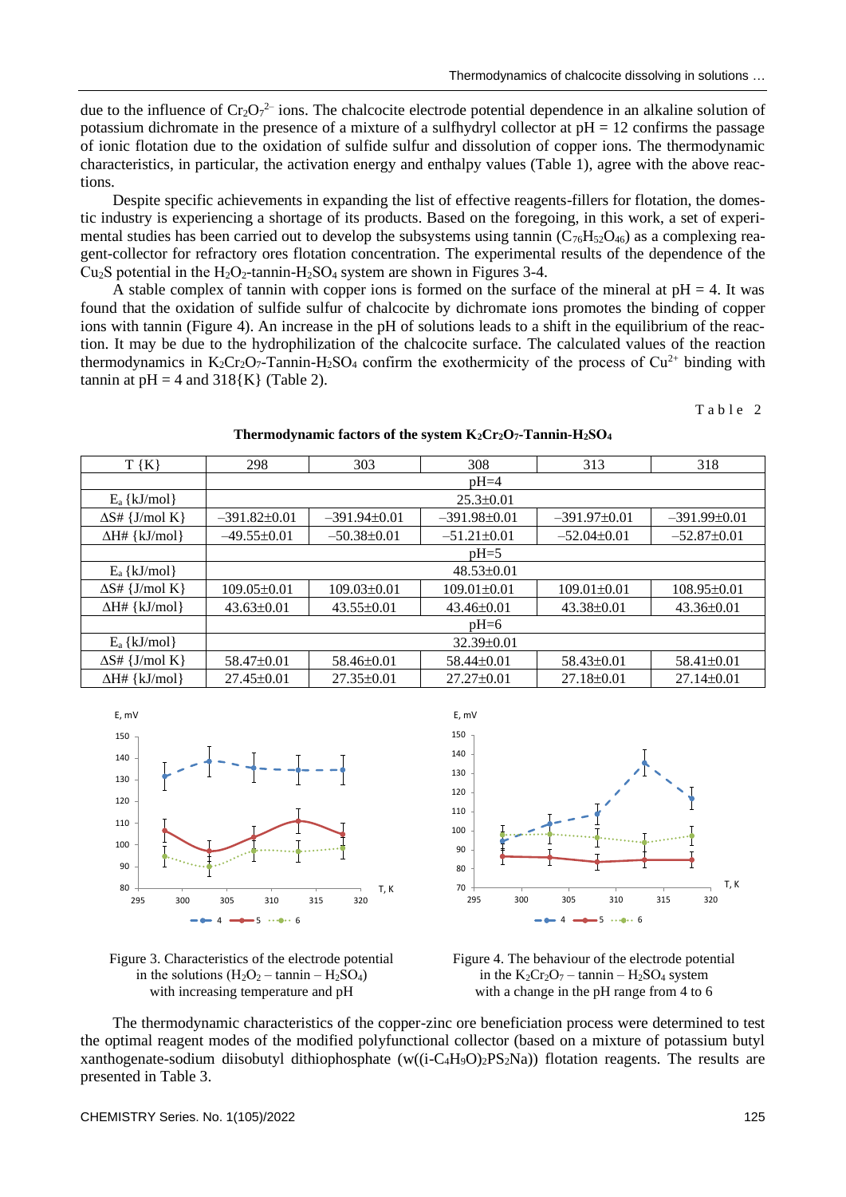due to the influence of $Cr_2O_7^{2-}$ ions. The chalcocite electrode potential dependence in an alkaline solution of potassium dichromate in the presence of a mixture of a sulfhydryl collector at pH = 12 confirms the passage of ionic flotation due to the oxidation of sulfide sulfur and dissolution of copper ions. The thermodynamic characteristics, in particular, the activation energy and enthalpy values (Table 1), agree with the above reactions.

Despite specific achievements in expanding the list of effective reagents-fillers for flotation, the domestic industry is experiencing a shortage of its products. Based on the foregoing, in this work, a set of experimental studies has been carried out to develop the subsystems using tannin ($C_{76}H_{52}O_{46}$) as a complexing reagent-collector for refractory ores flotation concentration. The experimental results of the dependence of the $Cu_2S$ potential in the $H_2O_2$-tannin-$H_2SO_4$ system are shown in Figures 3-4.

A stable complex of tannin with copper ions is formed on the surface of the mineral at pH = 4. It was found that the oxidation of sulfide sulfur of chalcocite by dichromate ions promotes the binding of copper ions with tannin (Figure 4). An increase in the pH of solutions leads to a shift in the equilibrium of the reaction. It may be due to the hydrophilization of the chalcocite surface. The calculated values of the reaction thermodynamics in $K_2Cr_2O_7$-Tannin-$H_2SO_4$ confirm the exothermicity of the process of $Cu^{2+}$ binding with tannin at pH = 4 and 318{K} (Table 2).

Table 2

**Thermodynamic factors of the system $K_2Cr_2O_7$-Tannin-$H_2SO_4$**

| T {K} | 298 | 303 | 308 | 313 | 318 |
|---|---|---|---|---|---|
| | pH=4 | | | | |
| $E_a$ {kJ/mol} | 25.3±0.01 | | | | |
| ΔS# {J/mol K} | −391.82±0.01 | −391.94±0.01 | −391.98±0.01 | −391.97±0.01 | −391.99±0.01 |
| ΔH# {kJ/mol} | −49.55±0.01 | −50.38±0.01 | −51.21±0.01 | −52.04±0.01 | −52.87±0.01 |
| | pH=5 | | | | |
| $E_a$ {kJ/mol} | 48.53±0.01 | | | | |
| ΔS# {J/mol K} | 109.05±0.01 | 109.03±0.01 | 109.01±0.01 | 109.01±0.01 | 108.95±0.01 |
| ΔH# {kJ/mol} | 43.63±0.01 | 43.55±0.01 | 43.46±0.01 | 43.38±0.01 | 43.36±0.01 |
| | pH=6 | | | | |
| $E_a$ {kJ/mol} | 32.39±0.01 | | | | |
| ΔS# {J/mol K} | 58.47±0.01 | 58.46±0.01 | 58.44±0.01 | 58.43±0.01 | 58.41±0.01 |
| ΔH# {kJ/mol} | 27.45±0.01 | 27.35±0.01 | 27.27±0.01 | 27.18±0.01 | 27.14±0.01 |

Figure 3. Characteristics of the electrode potential in the solutions ($H_2O_2$ – tannin – $H_2SO_4$) with increasing temperature and pH

Figure 4. The behaviour of the electrode potential in the $K_2Cr_2O_7$ – tannin – $H_2SO_4$ system with a change in the pH range from 4 to 6

The thermodynamic characteristics of the copper-zinc ore beneficiation process were determined to test the optimal reagent modes of the modified polyfunctional collector (based on a mixture of potassium butyl xanthogenate-sodium diisobutyl dithiophosphate ($w((i\text{-}C_4H_9O)_2PS_2Na)$) flotation reagents. The results are presented in Table 3.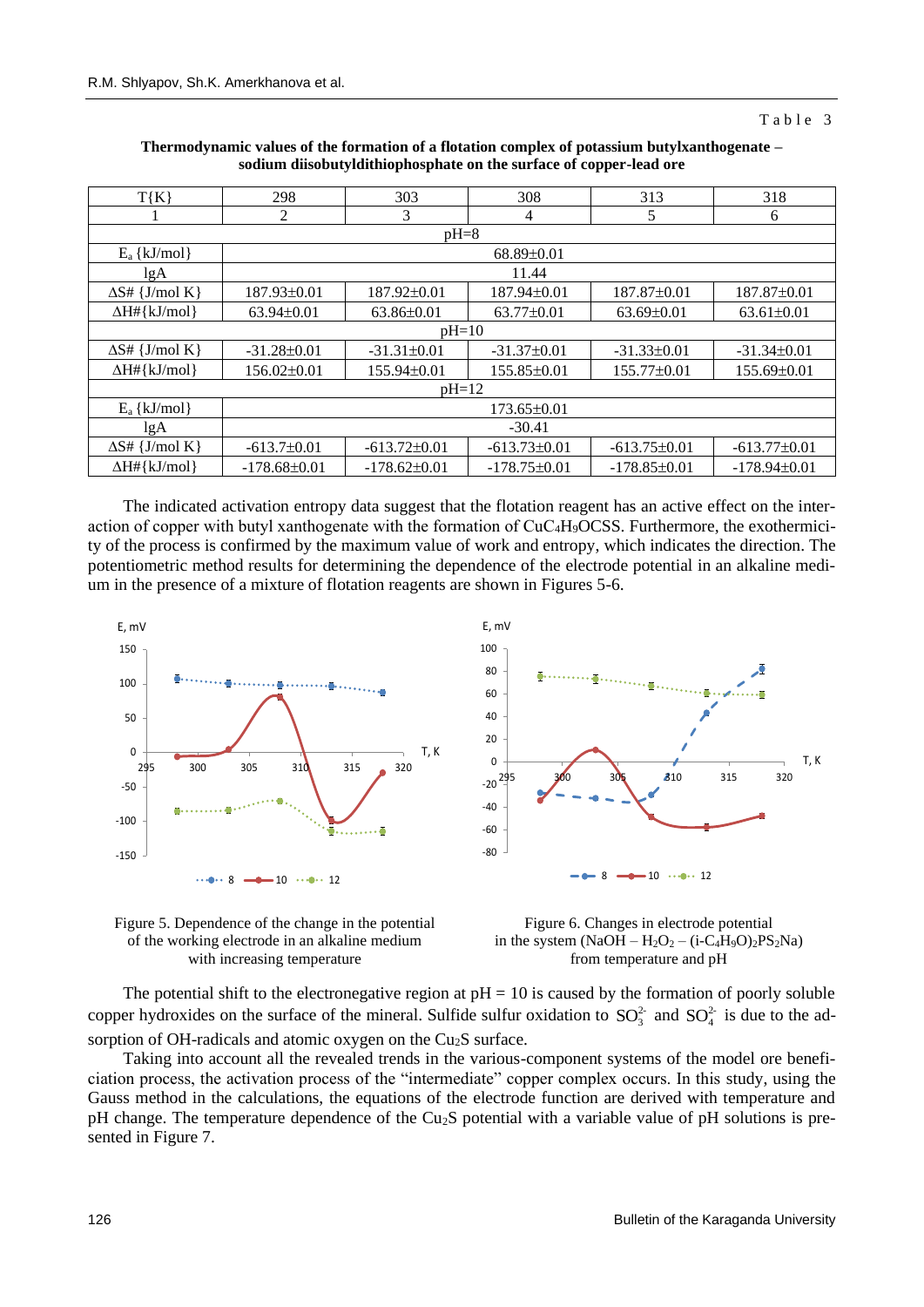Table 3

**Thermodynamic values of the formation of a flotation complex of potassium butylxanthogenate – sodium diisobutyldithiophosphate on the surface of copper-lead ore**

| T{K} | 298 | 303 | 308 | 313 | 318 |
|---|---|---|---|---|---|
| 1 | 2 | 3 | 4 | 5 | 6 |
| pH=8 | | | | | |
| $E_a$ {kJ/mol} | 68.89±0.01 | | | | |
| lgA | 11.44 | | | | |
| ΔS# {J/mol K} | 187.93±0.01 | 187.92±0.01 | 187.94±0.01 | 187.87±0.01 | 187.87±0.01 |
| ΔH#{kJ/mol} | 63.94±0.01 | 63.86±0.01 | 63.77±0.01 | 63.69±0.01 | 63.61±0.01 |
| pH=10 | | | | | |
| ΔS# {J/mol K} | -31.28±0.01 | -31.31±0.01 | -31.37±0.01 | -31.33±0.01 | -31.34±0.01 |
| ΔH#{kJ/mol} | 156.02±0.01 | 155.94±0.01 | 155.85±0.01 | 155.77±0.01 | 155.69±0.01 |
| pH=12 | | | | | |
| $E_a$ {kJ/mol} | 173.65±0.01 | | | | |
| lgA | -30.41 | | | | |
| ΔS# {J/mol K} | -613.7±0.01 | -613.72±0.01 | -613.73±0.01 | -613.75±0.01 | -613.77±0.01 |
| ΔH#{kJ/mol} | -178.68±0.01 | -178.62±0.01 | -178.75±0.01 | -178.85±0.01 | -178.94±0.01 |

The indicated activation entropy data suggest that the flotation reagent has an active effect on the interaction of copper with butyl xanthogenate with the formation of $CuC_4H_9OCSS$. Furthermore, the exothermicity of the process is confirmed by the maximum value of work and entropy, which indicates the direction. The potentiometric method results for determining the dependence of the electrode potential in an alkaline medium in the presence of a mixture of flotation reagents are shown in Figures 5-6.

Figure 5. Dependence of the change in the potential of the working electrode in an alkaline medium with increasing temperature

Figure 6. Changes in electrode potential in the system ($NaOH – H_2O_2 – (i\text{-}C_4H_9O)_2PS_2Na$) from temperature and pH

The potential shift to the electronegative region at pH = 10 is caused by the formation of poorly soluble copper hydroxides on the surface of the mineral. Sulfide sulfur oxidation to $SO_3^{2-}$ and $SO_4^{2-}$ is due to the adsorption of OH-radicals and atomic oxygen on the $Cu_2S$ surface.

Taking into account all the revealed trends in the various-component systems of the model ore beneficiation process, the activation process of the "intermediate" copper complex occurs. In this study, using the Gauss method in the calculations, the equations of the electrode function are derived with temperature and pH change. The temperature dependence of the $Cu_2S$ potential with a variable value of pH solutions is presented in Figure 7.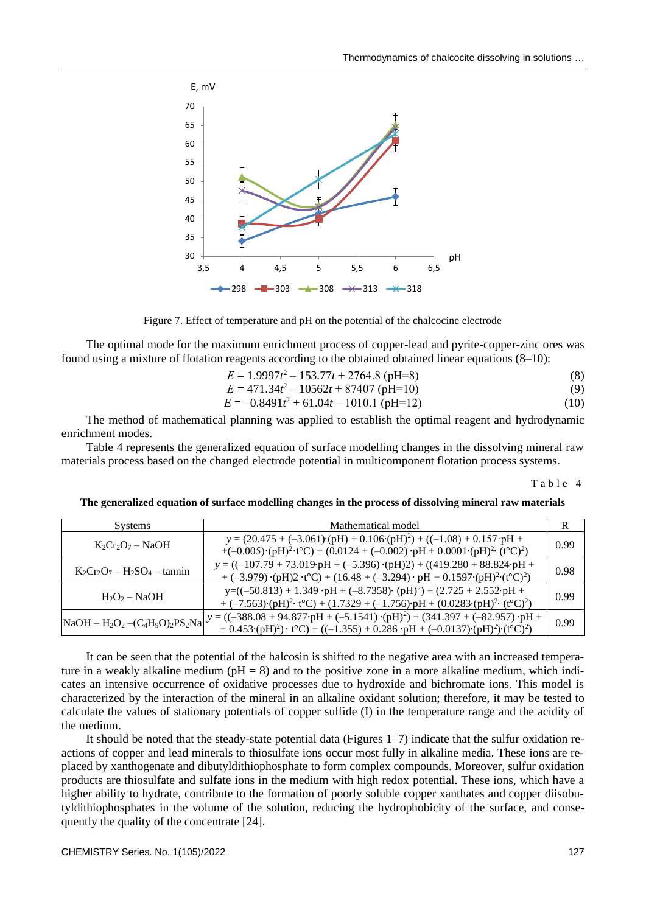Figure 7. Effect of temperature and pH on the potential of the chalcocine electrode

The optimal mode for the maximum enrichment process of copper-lead and pyrite-copper-zinc ores was found using a mixture of flotation reagents according to the obtained obtained linear equations (8–10):

$$E = 1.9997t^2 - 153.77t + 2764.8 \text{ (pH=8)} \quad (8)$$

$$E = 471.34t^2 - 10562t + 87407 \text{ (pH=10)} \quad (9)$$

$$E = -0.8491t^2 + 61.04t - 1010.1 \text{ (pH=12)} \quad (10)$$

The method of mathematical planning was applied to establish the optimal reagent and hydrodynamic enrichment modes.

Table 4 represents the generalized equation of surface modelling changes in the dissolving mineral raw materials process based on the changed electrode potential in multicomponent flotation process systems.

Table 4

**The generalized equation of surface modelling changes in the process of dissolving mineral raw materials**

| Systems | Mathematical model | R |
|---|---|---|
| $K_2Cr_2O_7 - NaOH$ | $y = (20.475 + (-3.061)\cdot(pH) + 0.106\cdot(pH)^2) + ((-1.08) + 0.157\cdot pH + (-0.005)\cdot(pH)^2\cdot t°C) + (0.0124 + (-0.002)\cdot pH + 0.0001\cdot(pH)^2\cdot (t°C)^2)$ | 0.99 |
| $K_2Cr_2O_7 - H_2SO_4$ – tannin | $y = ((-107.79 + 73.019\cdot pH + (-5.396)\cdot(pH)2) + ((419.280 + 88.824\cdot pH + (-3.979)\cdot(pH)2\cdot t°C) + (16.48 + (-3.294)\cdot pH + 0.1597\cdot(pH)^2\cdot(t°C)^2)$ | 0.98 |
| $H_2O_2 - NaOH$ | $y=((-50.813) + 1.349\cdot pH + (-8.7358)\cdot(pH)^2) + (2.725 + 2.552\cdot pH + (-7.563)\cdot(pH)^2\cdot t°C) + (1.7329 + (-1.756)\cdot pH + (0.0283\cdot(pH)^2\cdot (t°C)^2)$ | 0.99 |
| $NaOH - H_2O_2 - (C_4H_9O)_2PS_2Na$ | $y = ((-388.08 + 94.877\cdot pH + (-5.1541)\cdot(pH)^2) + (341.397 + (-82.957)\cdot pH + 0.453\cdot(pH)^2)\cdot t°C) + ((-1.355) + 0.286\cdot pH + (-0.0137)\cdot(pH)^2)\cdot(t°C)^2)$ | 0.99 |

It can be seen that the potential of the halcosin is shifted to the negative area with an increased temperature in a weakly alkaline medium (pH = 8) and to the positive zone in a more alkaline medium, which indicates an intensive occurrence of oxidative processes due to hydroxide and bichromate ions. This model is characterized by the interaction of the mineral in an alkaline oxidant solution; therefore, it may be tested to calculate the values of stationary potentials of copper sulfide (I) in the temperature range and the acidity of the medium.

It should be noted that the steady-state potential data (Figures 1–7) indicate that the sulfur oxidation reactions of copper and lead minerals to thiosulfate ions occur most fully in alkaline media. These ions are replaced by xanthogenate and dibutyldithiophosphate to form complex compounds. Moreover, sulfur oxidation products are thiosulfate and sulfate ions in the medium with high redox potential. These ions, which have a higher ability to hydrate, contribute to the formation of poorly soluble copper xanthates and copper diisobutyldithiophosphates in the volume of the solution, reducing the hydrophobicity of the surface, and consequently the quality of the concentrate [24].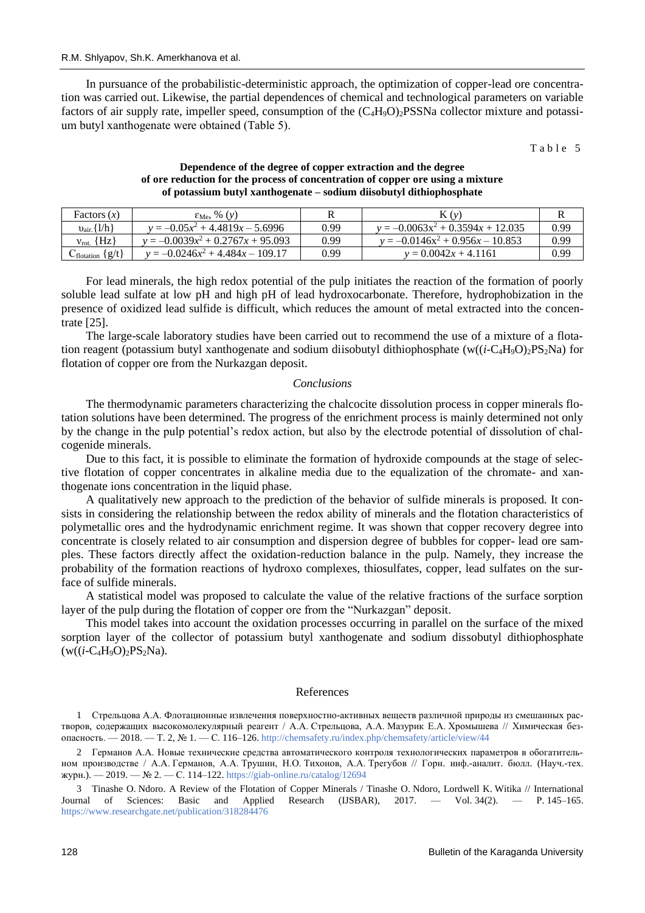In pursuance of the probabilistic-deterministic approach, the optimization of copper-lead ore concentration was carried out. Likewise, the partial dependences of chemical and technological parameters on variable factors of air supply rate, impeller speed, consumption of the $(C_4H_9O)_2PSSNa$ collector mixture and potassium butyl xanthogenate were obtained (Table 5).

Table 5

**Dependence of the degree of copper extraction and the degree of ore reduction for the process of concentration of copper ore using a mixture of potassium butyl xanthogenate – sodium diisobutyl dithiophosphate**

| Factors ($x$) | $\varepsilon_{Me}$, % ($y$) | R | K ($y$) | R |
|---|---|---|---|---|
| $\upsilon_{air.}$ {l/h} | $y = -0.05x^2 + 4.4819x - 5.6996$ | 0.99 | $y = -0.0063x^2 + 0.3594x + 12.035$ | 0.99 |
| $\nu_{rot.}$ {Hz} | $y = -0.0039x^2 + 0.2767x + 95.093$ | 0.99 | $y = -0.0146x^2 + 0.956x - 10.853$ | 0.99 |
| $C_{flotation}$ {g/t} | $y = -0.0246x^2 + 4.484x - 109.17$ | 0.99 | $y = 0.0042x + 4.1161$ | 0.99 |

For lead minerals, the high redox potential of the pulp initiates the reaction of the formation of poorly soluble lead sulfate at low pH and high pH of lead hydroxocarbonate. Therefore, hydrophobization in the presence of oxidized lead sulfide is difficult, which reduces the amount of metal extracted into the concentrate [25].

The large-scale laboratory studies have been carried out to recommend the use of a mixture of a flotation reagent (potassium butyl xanthogenate and sodium diisobutyl dithiophosphate (w(($i$-$C_4H_9O)_2PS_2Na$) for flotation of copper ore from the Nurkazgan deposit.

## *Conclusions*

The thermodynamic parameters characterizing the chalcocite dissolution process in copper minerals flotation solutions have been determined. The progress of the enrichment process is mainly determined not only by the change in the pulp potential's redox action, but also by the electrode potential of dissolution of chalcogenide minerals.

Due to this fact, it is possible to eliminate the formation of hydroxide compounds at the stage of selective flotation of copper concentrates in alkaline media due to the equalization of the chromate- and xanthogenate ions concentration in the liquid phase.

A qualitatively new approach to the prediction of the behavior of sulfide minerals is proposed. It consists in considering the relationship between the redox ability of minerals and the flotation characteristics of polymetallic ores and the hydrodynamic enrichment regime. It was shown that copper recovery degree into concentrate is closely related to air consumption and dispersion degree of bubbles for copper- lead ore samples. These factors directly affect the oxidation-reduction balance in the pulp. Namely, they increase the probability of the formation reactions of hydroxo complexes, thiosulfates, copper, lead sulfates on the surface of sulfide minerals.

A statistical model was proposed to calculate the value of the relative fractions of the surface sorption layer of the pulp during the flotation of copper ore from the "Nurkazgan" deposit.

This model takes into account the oxidation processes occurring in parallel on the surface of the mixed sorption layer of the collector of potassium butyl xanthogenate and sodium dissobutyl dithiophosphate (w(($i$-$C_4H_9O)_2PS_2Na$).

## References

1 Стрельцова А.А. Флотационные извлечения поверхностно-активных веществ различной природы из смешанных растворов, содержащих высокомолекулярный реагент / А.А. Стрельцова, А.А. Мазурик Е.А. Хромышева // Химическая безопасность. — 2018. — Т. 2, № 1. — С. 116–126. http://chemsafety.ru/index.php/chemsafety/article/view/44

2 Германов А.А. Новые технические средства автоматического контроля технологических параметров в обогатительном производстве / А.А. Германов, А.А. Трушин, Н.О. Тихонов, А.А. Трегубов // Горн. инф.-аналит. бюлл. (Науч.-тех. журн.). — 2019. — № 2. — С. 114–122. https://giab-online.ru/catalog/12694

3 Tinashe O. Ndoro. A Review of the Flotation of Copper Minerals / Tinashe O. Ndoro, Lordwell K. Witika // International Journal of Sciences: Basic and Applied Research (IJSBAR), 2017. — Vol. 34(2). — P. 145–165. https://www.researchgate.net/publication/318284476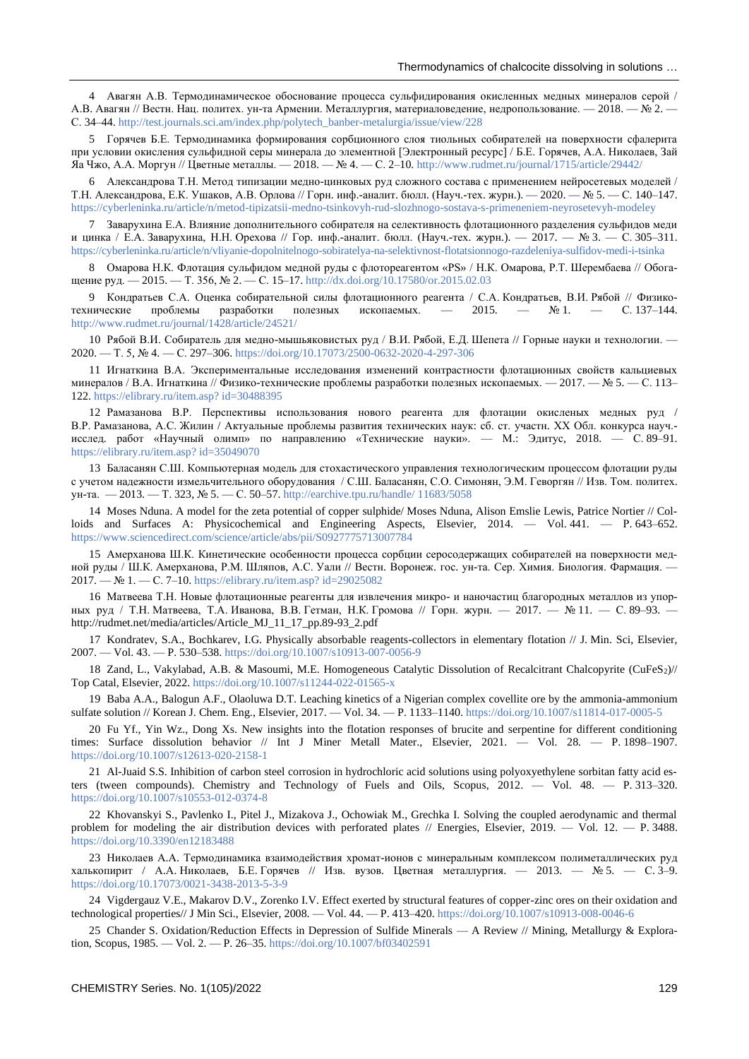4 Авагян А.В. Термодинамическое обоснование процесса сульфидирования окисленных медных минералов серой / А.В. Авагян // Вестн. Нац. политех. ун-та Армении. Металлургия, материаловедение, недропользование. — 2018. — № 2. — С. 34–44. http://test.journals.sci.am/index.php/polytech_banber-metalurgia/issue/view/228

5 Горячев Б.Е. Термодинамика формирования сорбционного слоя тиольных собирателей на поверхности сфалерита при условии окисления сульфидной серы минерала до элементной [Электронный ресурс] / Б.Е. Горячев, А.А. Николаев, Зай Яа Чжо, А.А. Моргун // Цветные металлы. — 2018. — № 4. — С. 2–10. http://www.rudmet.ru/journal/1715/article/29442/

6 Александрова Т.Н. Метод типизации медно-цинковых руд сложного состава с применением нейросетевых моделей / Т.Н. Александрова, Е.К. Ушаков, А.В. Орлова // Горн. инф.-аналит. бюлл. (Науч.-тех. журн.). — 2020. — № 5. — С. 140–147. https://cyberleninka.ru/article/n/metod-tipizatsii-medno-tsinkovyh-rud-slozhnogo-sostava-s-primeneniem-neyrosetevyh-modeley

7 Заварухина Е.А. Влияние дополнительного собирателя на селективность флотационного разделения сульфидов меди и цинка / Е.А. Заварухина, Н.Н. Орехова // Гор. инф.-аналит. бюлл. (Науч.-тех. журн.). — 2017. — № 3. — С. 305–311. https://cyberleninka.ru/article/n/vliyanie-dopolnitelnogo-sobiratelya-na-selektivnost-flotatsionnogo-razdeleniya-sulfidov-medi-i-tsinka

8 Омарова Н.К. Флотация сульфидом медной руды с флотореагентом «PS» / Н.К. Омарова, Р.Т. Шерембаева // Обогащение руд. — 2015. — Т. 356, № 2. — С. 15–17. http://dx.doi.org/10.17580/or.2015.02.03

9 Кондратьев С.А. Оценка собирательной силы флотационного реагента / С.А. Кондратьев, В.И. Рябой // Физико-технические проблемы разработки полезных ископаемых. — 2015. — № 1. — С. 137–144. http://www.rudmet.ru/journal/1428/article/24521/

10 Рябой В.И. Собиратель для медно-мышьяковистых руд / В.И. Рябой, Е.Д. Шепета // Горные науки и технологии. — 2020. — Т. 5, № 4. — С. 297–306. https://doi.org/10.17073/2500-0632-2020-4-297-306

11 Игнаткина В.А. Экспериментальные исследования изменений контрастности флотационных свойств кальциевых минералов / В.А. Игнаткина // Физико-технические проблемы разработки полезных ископаемых. — 2017. — № 5. — С. 113–122. https://elibrary.ru/item.asp? id=30488395

12 Рамазанова В.Р. Перспективы использования нового реагента для флотации окисленых медных руд / В.Р. Рамазанова, А.С. Жилин / Актуальные проблемы развития технических наук: сб. ст. участн. XX Обл. конкурса науч.-исслед. работ «Научный олимп» по направлению «Технические науки». — М.: Эдитус, 2018. — С. 89–91. https://elibrary.ru/item.asp? id=35049070

13 Баласанян С.Ш. Компьютерная модель для стохастического управления технологическим процессом флотации руды с учетом надежности измельчительного оборудования / С.Ш. Баласанян, С.О. Симонян, Э.М. Геворгян // Изв. Том. политех. ун-та. — 2013. — Т. 323, № 5. — С. 50–57. http://earchive.tpu.ru/handle/ 11683/5058

14 Moses Nduna. A model for the zeta potential of copper sulphide/ Moses Nduna, Alison Emslie Lewis, Patrice Nortier // Colloids and Surfaces A: Physicochemical and Engineering Aspects, Elsevier, 2014. — Vol. 441. — P. 643–652. https://www.sciencedirect.com/science/article/abs/pii/S0927775713007784

15 Амерханова Ш.К. Кинетические особенности процесса сорбции серосодержащих собирателей на поверхности медной руды / Ш.К. Амерханова, Р.М. Шляпов, А.С. Уали // Вестн. Воронеж. гос. ун-та. Сер. Химия. Биология. Фармация. — 2017. — № 1. — С. 7–10. https://elibrary.ru/item.asp? id=29025082

16 Матвеева Т.Н. Новые флотационные реагенты для извлечения микро- и наночастиц благородных металлов из упорных руд / Т.Н. Матвеева, Т.А. Иванова, В.В. Гетман, Н.К. Громова // Горн. журн. — 2017. — № 11. — С. 89–93. — http://rudmet.net/media/articles/Article_MJ_11_17_pp.89-93_2.pdf

17 Kondratev, S.A., Bochkarev, I.G. Physically absorbable reagents-collectors in elementary flotation // J. Min. Sci, Elsevier, 2007. — Vol. 43. — P. 530–538. https://doi.org/10.1007/s10913-007-0056-9

18 Zand, L., Vakylabad, A.B. & Masoumi, M.E. Homogeneous Catalytic Dissolution of Recalcitrant Chalcopyrite ($CuFeS_2$)// Top Catal, Elsevier, 2022. https://doi.org/10.1007/s11244-022-01565-x

19 Baba A.A., Balogun A.F., Olaoluwa D.T. Leaching kinetics of a Nigerian complex covellite ore by the ammonia-ammonium sulfate solution // Korean J. Chem. Eng., Elsevier, 2017. — Vol. 34. — P. 1133–1140. https://doi.org/10.1007/s11814-017-0005-5

20 Fu Yf., Yin Wz., Dong Xs. New insights into the flotation responses of brucite and serpentine for different conditioning times: Surface dissolution behavior // Int J Miner Metall Mater., Elsevier, 2021. — Vol. 28. — P. 1898–1907. https://doi.org/10.1007/s12613-020-2158-1

21 Al-Juaid S.S. Inhibition of carbon steel corrosion in hydrochloric acid solutions using polyoxyethylene sorbitan fatty acid esters (tween compounds). Chemistry and Technology of Fuels and Oils, Scopus, 2012. — Vol. 48. — P. 313–320. https://doi.org/10.1007/s10553-012-0374-8

22 Khovanskyi S., Pavlenko I., Pitel J., Mizakova J., Ochowiak M., Grechka I. Solving the coupled aerodynamic and thermal problem for modeling the air distribution devices with perforated plates // Energies, Elsevier, 2019. — Vol. 12. — P. 3488. https://doi.org/10.3390/en12183488

23 Николаев А.А. Термодинамика взаимодействия хромат-ионов с минеральным комплексом полиметаллических руд халькопирит / А.А. Николаев, Б.Е. Горячев // Изв. вузов. Цветная металлургия. — 2013. — № 5. — С. 3–9. https://doi.org/10.17073/0021-3438-2013-5-3-9

24 Vigdergauz V.E., Makarov D.V., Zorenko I.V. Effect exerted by structural features of copper-zinc ores on their oxidation and technological properties// J Min Sci., Elsevier, 2008. — Vol. 44. — P. 413–420. https://doi.org/10.1007/s10913-008-0046-6

25 Chander S. Oxidation/Reduction Effects in Depression of Sulfide Minerals — A Review // Mining, Metallurgy & Exploration, Scopus, 1985. — Vol. 2. — P. 26–35. https://doi.org/10.1007/bf03402591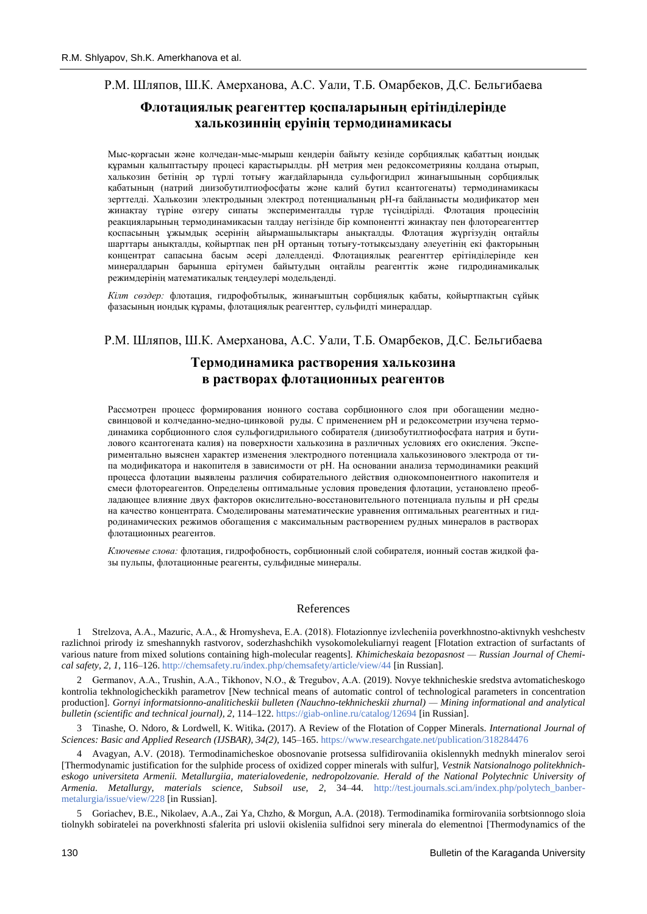Р.М. Шляпов, Ш.К. Амерханова, А.С. Уали, Т.Б. Омарбеков, Д.С. Бельгибаева

## Флотациялық реагенттер қоспаларының ерітінділерінде халькозиннің еруінің термодинамикасы

Мыс-қорғасын және колчедан-мыс-мырыш кендерін байыту кезінде сорбциялық қабаттың иондық құрамын қалыптастыру процесі қарастырылды. pH метрия мен редоксметрияны қолдана отырып, халькозин бетінің әр түрлі тотығу жағдайларында сульфогидрил жинағышының сорбциялық қабатының (натрий диизобутилтиофосфаты және калий бутил ксантогенаты) термодинамикасы зерттелді. Халькозин электродының электрод потенциалының pH-ға байланысты модификатор мен жинақтау түріне өзгеру сипаты эксперименталды түрде түсіндірілді. Флотация процесінің реакцияларының термодинамикасын талдау негізінде бір компонентті жинақтау пен флотореагенттер қоспасының ұжымдық әсерінің айырмашылықтары анықталды. Флотация жүргізудің оңтайлы шарттары анықталды, қойыртпақ пен pH ортаның тотығу-тотықсыздану әлеуетінің екі факторының концентрат сапасына басым әсері дәлелденді. Флотациялық реагенттер ерітінділерінде кен минералдарын барынша ерітумен байытудың оңтайлы реагенттік және гидродинамикалық режимдерінің математикалық теңдеулері модельденді.

*Кілт сөздер:* флотация, гидрофобтылық, жинағыштың сорбциялық қабаты, қойыртпақтың сұйық фазасының иондық құрамы, флотациялық реагенттер, сульфидті минералдар.

Р.М. Шляпов, Ш.К. Амерханова, А.С. Уали, Т.Б. Омарбеков, Д.С. Бельгибаева

## Термодинамика растворения халькозина в растворах флотационных реагентов

Рассмотрен процесс формирования ионного состава сорбционного слоя при обогащении медно-свинцовой и колчеданно-медно-цинковой руды. С применением pH и редоксметрии изучена термодинамика сорбционного слоя сульфгидрильного собирателя (диизобутилтиофосфата натрия и бутилового ксантогената калия) на поверхности халькозина в различных условиях его окисления. Экспериментально выяснен характер изменения электродного потенциала халькозинового электрода от типа модификатора и накопителя в зависимости от pH. На основании анализа термодинамики реакций процесса флотации выявлены различия собирательного действия однокомпонентного накопителя и смеси флотореагентов. Определены оптимальные условия проведения флотации, установлено преобладающее влияние двух факторов окислительно-восстановительного потенциала пульпы и pH среды на качество концентрата. Смоделированы математические уравнения оптимальных реагентных и гидродинамических режимов обогащения с максимальным растворением рудных минералов в растворах флотационных реагентов.

*Ключевые слова:* флотация, гидрофобность, сорбционный слой собирателя, ионный состав жидкой фазы пульпы, флотационные реагенты, сульфидные минералы.

## References

1 Strelzova, A.A., Mazuric, A.A., & Hromysheva, E.A. (2018). Flotazionnye izvlecheniia poverkhnostno-aktivnykh veshchestv razlichnoi prirody iz smeshannykh rastvorov, soderzhashchikh vysokomolekuliarnyi reagent [Flotation extraction of surfactants of various nature from mixed solutions containing high-molecular reagents]. *Khimicheskaia bezopasnost — Russian Journal of Chemical safety, 2, 1,* 116–126. http://chemsafety.ru/index.php/chemsafety/article/view/44 [in Russian].

2 Germanov, A.A., Trushin, A.A., Tikhonov, N.O., & Tregubov, A.A. (2019). Novye tekhnicheskie sredstva avtomaticheskogo kontrolia tekhnologicheckikh parametrov [New technical means of automatic control of technological parameters in concentration production]. *Gornyi informatsionno-analiticheskii bulleten (Nauchno-tekhnicheskii zhurnal) — Mining informational and analytical bulletin (scientific and technical journal), 2,* 114–122. https://giab-online.ru/catalog/12694 [in Russian].

3 Tinashe, O. Ndoro, & Lordwell, K. Witika**.** (2017). A Review of the Flotation of Copper Minerals. *International Journal of Sciences: Basic and Applied Research (IJSBAR), 34(2),* 145–165. https://www.researchgate.net/publication/318284476

4 Avagyan, A.V. (2018). Termodinamicheskoe obosnovanie protsessa sulfidirovaniia okislennykh mednykh mineralov seroi [Thermodynamic justification for the sulphide process of oxidized copper minerals with sulfur], *Vestnik Natsionalnogo politekhnicheskogo universiteta Armenii. Metallurgiia, materialovedenie, nedropolzovanie. Herald of the National Polytechnic University of Armenia. Metallurgy, materials science, Subsoil use, 2,* 34–44. http://test.journals.sci.am/index.php/polytech_banber-metalurgia/issue/view/228 [in Russian].

5 Goriachev, B.E., Nikolaev, A.A., Zai Ya, Chzho, & Morgun, A.A. (2018). Termodinamika formirovaniia sorbtsionnogo sloia tiolnykh sobiratelei na poverkhnosti sfalerita pri uslovii okisleniia sulfidnoi sery minerala do elementnoi [Thermodynamics of the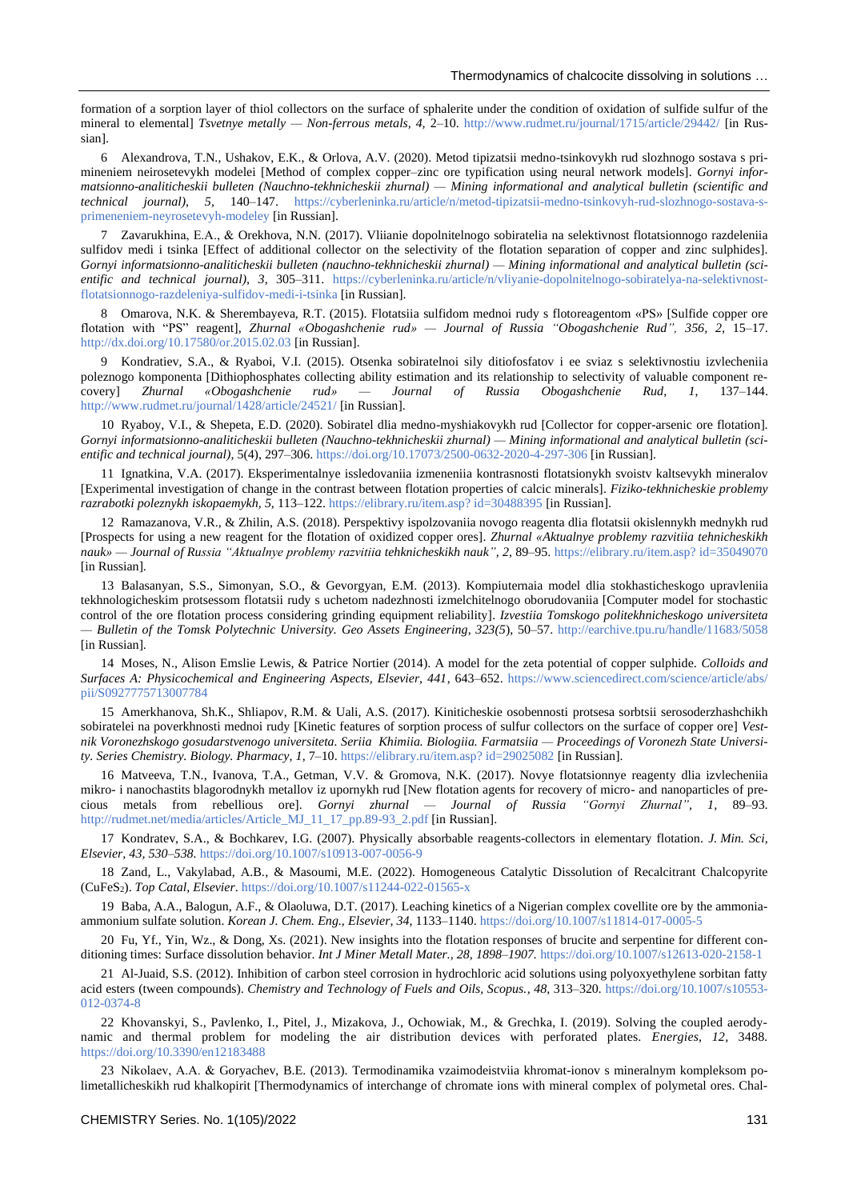formation of a sorption layer of thiol collectors on the surface of sphalerite under the condition of oxidation of sulfide sulfur of the mineral to elemental] *Tsvetnye metally — Non-ferrous metals, 4,* 2–10. http://www.rudmet.ru/journal/1715/article/29442/ [in Russian].

6 Alexandrova, T.N., Ushakov, E.K., & Orlova, A.V. (2020). Metod tipizatsii medno-tsinkovykh rud slozhnogo sostava s primineniem neirosetevykh modelei [Method of complex copper–zinc ore typification using neural network models]. *Gornyi informatsionno-analiticheskii bulleten (Nauchno-tekhnicheskii zhurnal) — Mining informational and analytical bulletin (scientific and technical journal), 5,* 140–147. https://cyberleninka.ru/article/n/metod-tipizatsii-medno-tsinkovyh-rud-slozhnogo-sostava-s-primeneniem-neyrosetevyh-modeley [in Russian].

7 Zavarukhina, E.A., & Orekhova, N.N. (2017). Vliianie dopolnitelnogo sobiratelia na selektivnost flotatsionnogo razdeleniia sulfidov medi i tsinka [Effect of additional collector on the selectivity of the flotation separation of copper and zinc sulphides]. *Gornyi informatsionno-analiticheskii bulleten (nauchno-tekhnicheskii zhurnal) — Mining informational and analytical bulletin (scientific and technical journal), 3,* 305–311. https://cyberleninka.ru/article/n/vliyanie-dopolnitelnogo-sobiratelya-na-selektivnost-flotatsionnogo-razdeleniya-sulfidov-medi-i-tsinka [in Russian].

8 Omarova, N.K. & Sherembayeva, R.T. (2015). Flotatsiia sulfidom mednoi rudy s flotoreagentom «PS» [Sulfide copper ore flotation with "PS" reagent], *Zhurnal «Obogashchenie rud» — Journal of Russia "Obogashchenie Rud", 356, 2,* 15–17. http://dx.doi.org/10.17580/or.2015.02.03 [in Russian].

9 Kondratiev, S.A., & Ryaboi, V.I. (2015). Otsenka sobiratelnoi sily ditiofosfatov i ee sviaz s selektivnostiu izvlecheniia poleznogo komponenta [Dithiophosphates collecting ability estimation and its relationship to selectivity of valuable component recovery] *Zhurnal «Obogashchenie rud» — Journal of Russia Obogashchenie Rud, 1,* 137–144. http://www.rudmet.ru/journal/1428/article/24521/ [in Russian].

10 Ryaboy, V.I., & Shepeta, E.D. (2020). Sobiratel dlia medno-myshiakovykh rud [Collector for copper-arsenic ore flotation]. *Gornyi informatsionno-analiticheskii bulleten (Nauchno-tekhnicheskii zhurnal) — Mining informational and analytical bulletin (scientific and technical journal),* 5(4), 297–306. https://doi.org/10.17073/2500-0632-2020-4-297-306 [in Russian].

11 Ignatkina, V.A. (2017). Eksperimentalnye issledovaniia izmeneniia kontrasnosti flotatsionykh svoistv kaltsevykh mineralov [Experimental investigation of change in the contrast between flotation properties of calcic minerals]. *Fiziko-tekhnicheskie problemy razrabotki poleznykh iskopaemykh, 5,* 113–122. https://elibrary.ru/item.asp? id=30488395 [in Russian].

12 Ramazanova, V.R., & Zhilin, A.S. (2018). Perspektivy ispolzovaniia novogo reagenta dlia flotatsii okislennykh mednykh rud [Prospects for using a new reagent for the flotation of oxidized copper ores]. *Zhurnal «Aktualnye problemy razvitiia tehnicheskikh nauk» — Journal of Russia "Aktualnye problemy razvitiia tehknicheskikh nauk", 2,* 89–95. https://elibrary.ru/item.asp? id=35049070 [in Russian].

13 Balasanyan, S.S., Simonyan, S.O., & Gevorgyan, E.M. (2013). Kompiuternaia model dlia stokhasticheskogo upravleniia tekhnologicheskim protsessom flotatsii rudy s uchetom nadezhnosti izmelchitelnogo oborudovaniia [Computer model for stochastic control of the ore flotation process considering grinding equipment reliability]. *Izvestiia Tomskogo politekhnicheskogo universiteta — Bulletin of the Tomsk Polytechnic University. Geo Assets Engineering, 323(5),* 50–57. http://earchive.tpu.ru/handle/11683/5058 [in Russian].

14 Moses, N., Alison Emslie Lewis, & Patrice Nortier (2014). A model for the zeta potential of copper sulphide. *Colloids and Surfaces A: Physicochemical and Engineering Aspects, Elsevier, 441,* 643–652. https://www.sciencedirect.com/science/article/abs/pii/S0927775713007784

15 Amerkhanova, Sh.K., Shliapov, R.M. & Uali, A.S. (2017). Kinitiicheskie osobennosti protsesa sorbtsii serosoderzhashchikh sobiratelei na poverkhnosti mednoi rudy [Kinetic features of sorption process of sulfur collectors on the surface of copper ore] *Vestnik Voronezhskogo gosudarstvenogo universiteta. Seriia Khimiia. Biologiia. Farmatsiia — Proceedings of Voronezh State University. Series Chemistry. Biology. Pharmacy, 1,* 7–10. https://elibrary.ru/item.asp? id=29025082 [in Russian].

16 Matveeva, T.N., Ivanova, T.A., Getman, V.V. & Gromova, N.K. (2017). Novye flotatsionnye reagenty dlia izvlecheniia mikro- i nanochastits blagorodnykh metallov iz upornykh rud [New flotation agents for recovery of micro- and nanoparticles of precious metals from rebellious ore]. *Gornyi zhurnal — Journal of Russia "Gornyi Zhurnal", 1,* 89–93. http://rudmet.net/media/articles/Article_MJ_11_17_pp.89-93_2.pdf [in Russian].

17 Kondratev, S.A., & Bochkarev, I.G. (2007). Physically absorbable reagents-collectors in elementary flotation. *J. Min. Sci, Elsevier, 43, 530–538.* https://doi.org/10.1007/s10913-007-0056-9

18 Zand, L., Vakylabad, A.B., & Masoumi, M.E. (2022). Homogeneous Catalytic Dissolution of Recalcitrant Chalcopyrite ($CuFeS_2$). *Top Catal, Elsevier.* https://doi.org/10.1007/s11244-022-01565-x

19 Baba, A.A., Balogun, A.F., & Olaoluwa, D.T. (2017). Leaching kinetics of a Nigerian complex covellite ore by the ammonia-ammonium sulfate solution. *Korean J. Chem. Eng., Elsevier, 34,* 1133–1140. https://doi.org/10.1007/s11814-017-0005-5

20 Fu, Yf., Yin, Wz., & Dong, Xs. (2021). New insights into the flotation responses of brucite and serpentine for different conditioning times: Surface dissolution behavior. *Int J Miner Metall Mater., 28, 1898–1907.* https://doi.org/10.1007/s12613-020-2158-1

21 Al-Juaid, S.S. (2012). Inhibition of carbon steel corrosion in hydrochloric acid solutions using polyoxyethylene sorbitan fatty acid esters (tween compounds). *Chemistry and Technology of Fuels and Oils, Scopus., 48,* 313–320. https://doi.org/10.1007/s10553-012-0374-8

22 Khovanskyi, S., Pavlenko, I., Pitel, J., Mizakova, J., Ochowiak, M., & Grechka, I. (2019). Solving the coupled aerodynamic and thermal problem for modeling the air distribution devices with perforated plates. *Energies, 12,* 3488. https://doi.org/10.3390/en12183488

23 Nikolaev, A.A. & Goryachev, B.E. (2013). Termodinamika vzaimodeistviia khromat-ionov s mineralnym kompleksom polimetallicheskikh rud khalkopirit [Thermodynamics of interchange of chromate ions with mineral complex of polymetal ores. Chal-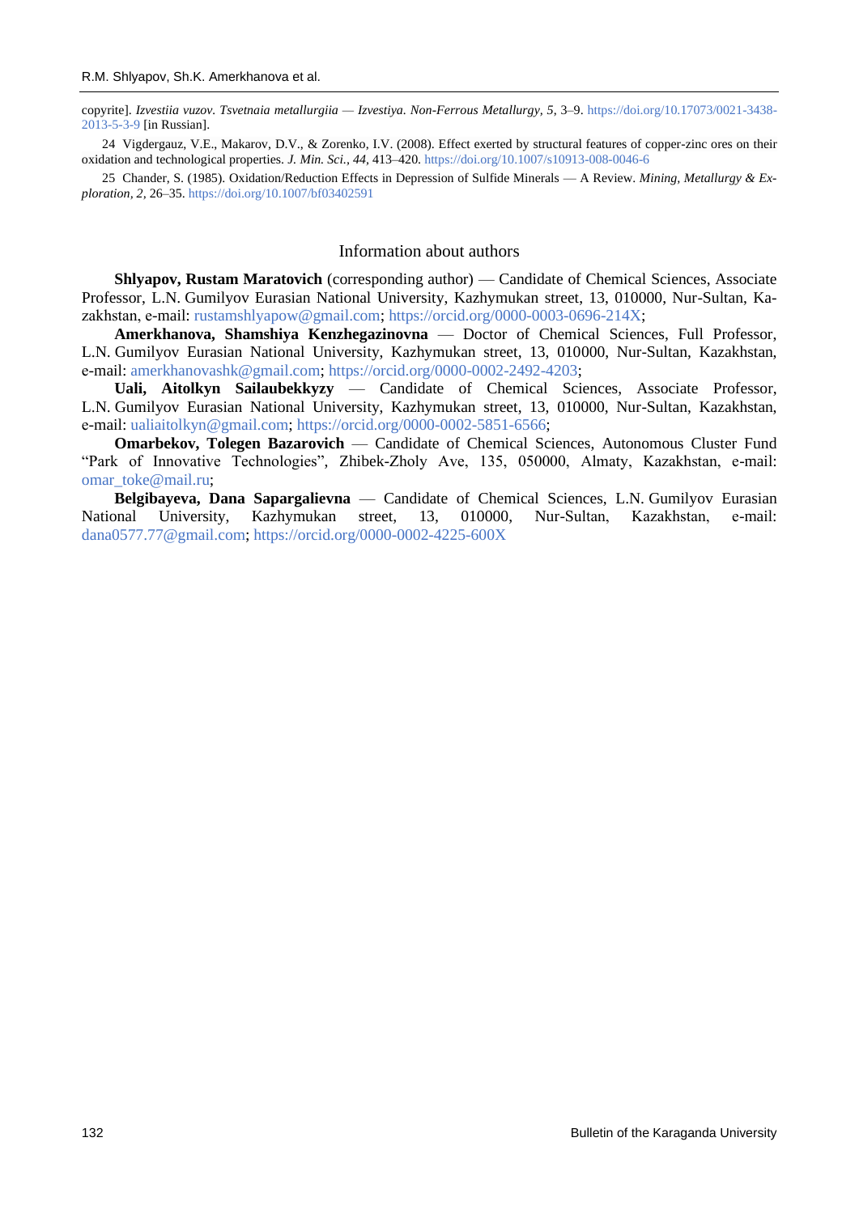copyrite]. *Izvestiia vuzov. Tsvetnaia metallurgiia — Izvestiya. Non-Ferrous Metallurgy, 5,* 3–9. https://doi.org/10.17073/0021-3438-2013-5-3-9 [in Russian].

24 Vigdergauz, V.E., Makarov, D.V., & Zorenko, I.V. (2008). Effect exerted by structural features of copper-zinc ores on their oxidation and technological properties. *J. Min. Sci., 44,* 413–420. https://doi.org/10.1007/s10913-008-0046-6

25 Chander, S. (1985). Oxidation/Reduction Effects in Depression of Sulfide Minerals — A Review. *Mining, Metallurgy & Exploration, 2,* 26–35. https://doi.org/10.1007/bf03402591

## Information about authors

**Shlyapov, Rustam Maratovich** (corresponding author) — Candidate of Chemical Sciences, Associate Professor, L.N. Gumilyov Eurasian National University, Kazhymukan street, 13, 010000, Nur-Sultan, Kazakhstan, e-mail: rustamshlyapow@gmail.com; https://orcid.org/0000-0003-0696-214X;

**Amerkhanova, Shamshiya Kenzhegazinovna** — Doctor of Chemical Sciences, Full Professor, L.N. Gumilyov Eurasian National University, Kazhymukan street, 13, 010000, Nur-Sultan, Kazakhstan, e-mail: amerkhanovashk@gmail.com; https://orcid.org/0000-0002-2492-4203;

**Uali, Aitolkyn Sailaubekkyzy** — Candidate of Chemical Sciences, Associate Professor, L.N. Gumilyov Eurasian National University, Kazhymukan street, 13, 010000, Nur-Sultan, Kazakhstan, e-mail: ualiaitolkyn@gmail.com; https://orcid.org/0000-0002-5851-6566;

**Omarbekov, Tolegen Bazarovich** — Candidate of Chemical Sciences, Autonomous Cluster Fund "Park of Innovative Technologies", Zhibek-Zholy Ave, 135, 050000, Almaty, Kazakhstan, e-mail: omar_toke@mail.ru;

**Belgibayeva, Dana Sapargalievna** — Candidate of Chemical Sciences, L.N. Gumilyov Eurasian National University, Kazhymukan street, 13, 010000, Nur-Sultan, Kazakhstan, e-mail: dana0577.77@gmail.com; https://orcid.org/0000-0002-4225-600X